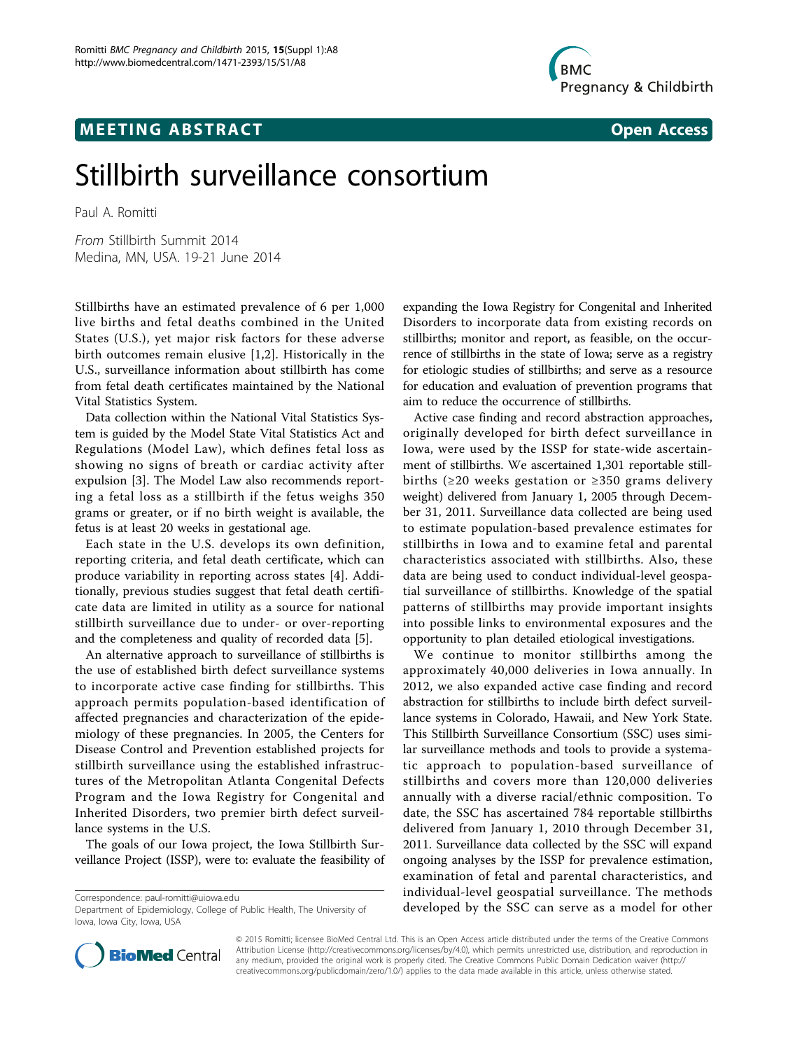**MEETING ABSTRACT** **Open Access**

# Stillbirth surveillance consortium

Paul A. Romitti

*From* Stillbirth Summit 2014
Medina, MN, USA. 19-21 June 2014

Stillbirths have an estimated prevalence of 6 per 1,000 live births and fetal deaths combined in the United States (U.S.), yet major risk factors for these adverse birth outcomes remain elusive [1,2]. Historically in the U.S., surveillance information about stillbirth has come from fetal death certificates maintained by the National Vital Statistics System.

Data collection within the National Vital Statistics System is guided by the Model State Vital Statistics Act and Regulations (Model Law), which defines fetal loss as showing no signs of breath or cardiac activity after expulsion [3]. The Model Law also recommends reporting a fetal loss as a stillbirth if the fetus weighs 350 grams or greater, or if no birth weight is available, the fetus is at least 20 weeks in gestational age.

Each state in the U.S. develops its own definition, reporting criteria, and fetal death certificate, which can produce variability in reporting across states [4]. Additionally, previous studies suggest that fetal death certificate data are limited in utility as a source for national stillbirth surveillance due to under- or over-reporting and the completeness and quality of recorded data [5].

An alternative approach to surveillance of stillbirths is the use of established birth defect surveillance systems to incorporate active case finding for stillbirths. This approach permits population-based identification of affected pregnancies and characterization of the epidemiology of these pregnancies. In 2005, the Centers for Disease Control and Prevention established projects for stillbirth surveillance using the established infrastructures of the Metropolitan Atlanta Congenital Defects Program and the Iowa Registry for Congenital and Inherited Disorders, two premier birth defect surveillance systems in the U.S.

The goals of our Iowa project, the Iowa Stillbirth Surveillance Project (ISSP), were to: evaluate the feasibility of expanding the Iowa Registry for Congenital and Inherited Disorders to incorporate data from existing records on stillbirths; monitor and report, as feasible, on the occurrence of stillbirths in the state of Iowa; serve as a registry for etiologic studies of stillbirths; and serve as a resource for education and evaluation of prevention programs that aim to reduce the occurrence of stillbirths.

Active case finding and record abstraction approaches, originally developed for birth defect surveillance in Iowa, were used by the ISSP for state-wide ascertainment of stillbirths. We ascertained 1,301 reportable stillbirths (≥20 weeks gestation or ≥350 grams delivery weight) delivered from January 1, 2005 through December 31, 2011. Surveillance data collected are being used to estimate population-based prevalence estimates for stillbirths in Iowa and to examine fetal and parental characteristics associated with stillbirths. Also, these data are being used to conduct individual-level geospatial surveillance of stillbirths. Knowledge of the spatial patterns of stillbirths may provide important insights into possible links to environmental exposures and the opportunity to plan detailed etiological investigations.

We continue to monitor stillbirths among the approximately 40,000 deliveries in Iowa annually. In 2012, we also expanded active case finding and record abstraction for stillbirths to include birth defect surveillance systems in Colorado, Hawaii, and New York State. This Stillbirth Surveillance Consortium (SSC) uses similar surveillance methods and tools to provide a systematic approach to population-based surveillance of stillbirths and covers more than 120,000 deliveries annually with a diverse racial/ethnic composition. To date, the SSC has ascertained 784 reportable stillbirths delivered from January 1, 2010 through December 31, 2011. Surveillance data collected by the SSC will expand ongoing analyses by the ISSP for prevalence estimation, examination of fetal and parental characteristics, and individual-level geospatial surveillance. The methods developed by the SSC can serve as a model for other

Correspondence: paul-romitti@uiowa.edu
Department of Epidemiology, College of Public Health, The University of Iowa, Iowa City, Iowa, USA

© 2015 Romitti; licensee BioMed Central Ltd. This is an Open Access article distributed under the terms of the Creative Commons Attribution License (http://creativecommons.org/licenses/by/4.0), which permits unrestricted use, distribution, and reproduction in any medium, provided the original work is properly cited. The Creative Commons Public Domain Dedication waiver (http://creativecommons.org/publicdomain/zero/1.0/) applies to the data made available in this article, unless otherwise stated.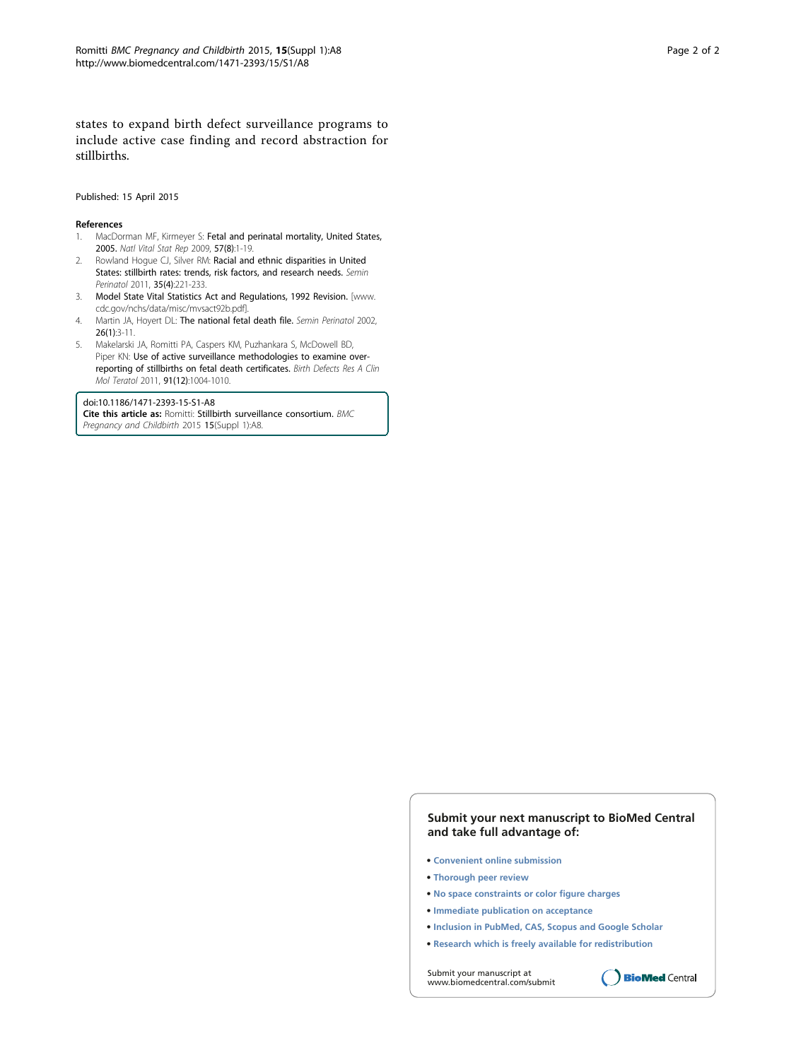states to expand birth defect surveillance programs to include active case finding and record abstraction for stillbirths.

Published: 15 April 2015

### References

1. MacDorman MF, Kirmeyer S: **Fetal and perinatal mortality, United States, 2005.** *Natl Vital Stat Rep* 2009, **57(8)**:1-19.
2. Rowland Hogue CJ, Silver RM: **Racial and ethnic disparities in United States: stillbirth rates: trends, risk factors, and research needs.** *Semin Perinatol* 2011, **35(4)**:221-233.
3. **Model State Vital Statistics Act and Regulations, 1992 Revision.** [www.cdc.gov/nchs/data/misc/mvsact92b.pdf].
4. Martin JA, Hoyert DL: **The national fetal death file.** *Semin Perinatol* 2002, **26(1)**:3-11.
5. Makelarski JA, Romitti PA, Caspers KM, Puzhankara S, McDowell BD, Piper KN: **Use of active surveillance methodologies to examine over-reporting of stillbirths on fetal death certificates.** *Birth Defects Res A Clin Mol Teratol* 2011, **91(12)**:1004-1010.

doi:10.1186/1471-2393-15-S1-A8
**Cite this article as:** Romitti: Stillbirth surveillance consortium. *BMC Pregnancy and Childbirth* 2015 **15**(Suppl 1):A8.

**Submit your next manuscript to BioMed Central and take full advantage of:**

- Convenient online submission
- Thorough peer review
- No space constraints or color figure charges
- Immediate publication on acceptance
- Inclusion in PubMed, CAS, Scopus and Google Scholar
- Research which is freely available for redistribution

Submit your manuscript at
www.biomedcentral.com/submit

BioMed Central